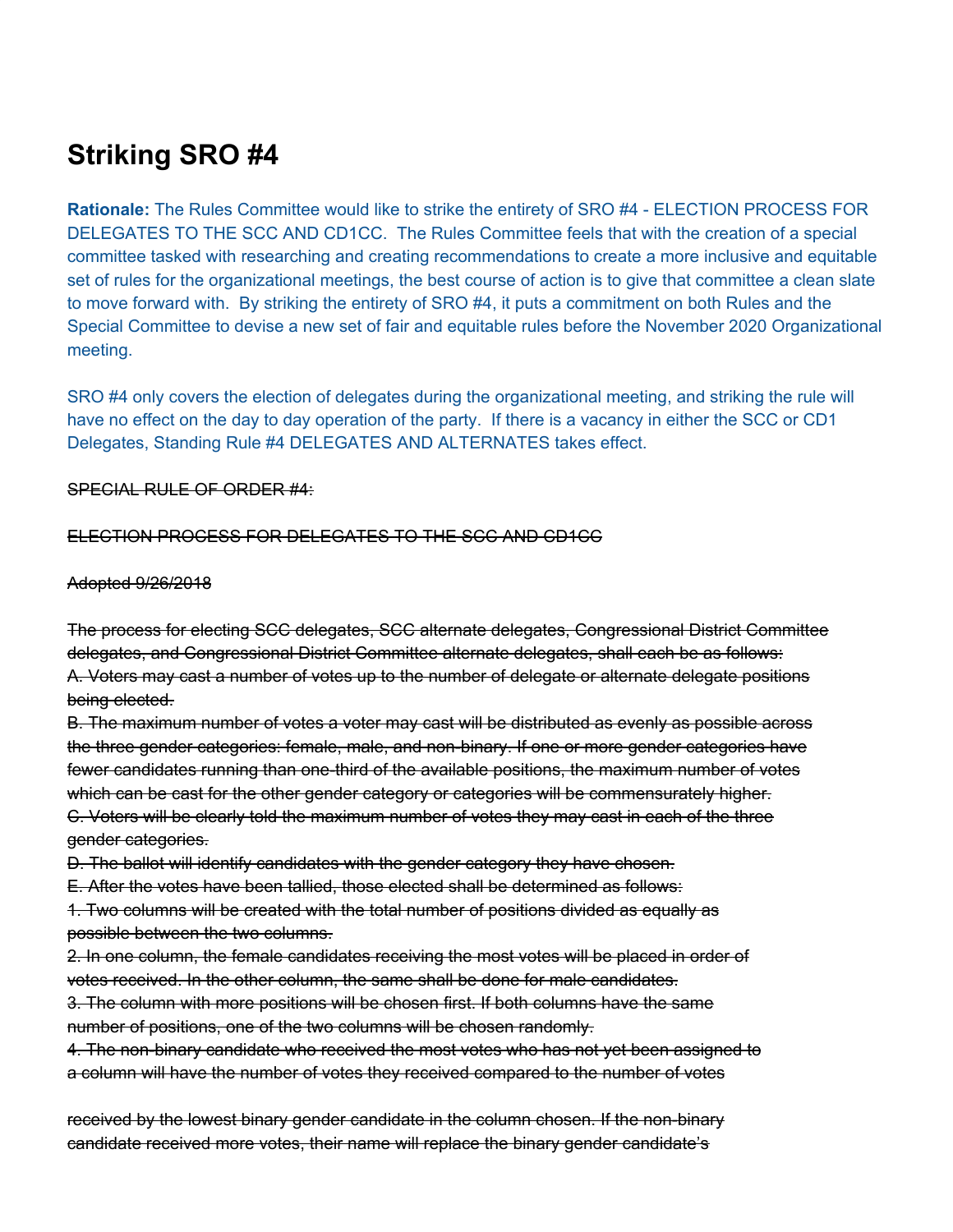# Striking SRO #4

**Rationale:** The Rules Committee would like to strike the entirety of SRO #4 - ELECTION PROCESS FOR DELEGATES TO THE SCC AND CD1CC. The Rules Committee feels that with the creation of a special committee tasked with researching and creating recommendations to create a more inclusive and equitable set of rules for the organizational meetings, the best course of action is to give that committee a clean slate to move forward with. By striking the entirety of SRO #4, it puts a commitment on both Rules and the Special Committee to devise a new set of fair and equitable rules before the November 2020 Organizational meeting.

SRO #4 only covers the election of delegates during the organizational meeting, and striking the rule will have no effect on the day to day operation of the party. If there is a vacancy in either the SCC or CD1 Delegates, Standing Rule #4 DELEGATES AND ALTERNATES takes effect.

~~SPECIAL RULE OF ORDER #4:~~

~~ELECTION PROCESS FOR DELEGATES TO THE SCC AND CD1CC~~

~~Adopted 9/26/2018~~

~~The process for electing SCC delegates, SCC alternate delegates, Congressional District Committee delegates, and Congressional District Committee alternate delegates, shall each be as follows:~~
~~A. Voters may cast a number of votes up to the number of delegate or alternate delegate positions being elected.~~
~~B. The maximum number of votes a voter may cast will be distributed as evenly as possible across the three gender categories: female, male, and non-binary. If one or more gender categories have fewer candidates running than one-third of the available positions, the maximum number of votes which can be cast for the other gender category or categories will be commensurately higher.~~
~~C. Voters will be clearly told the maximum number of votes they may cast in each of the three gender categories.~~
~~D. The ballot will identify candidates with the gender category they have chosen.~~
~~E. After the votes have been tallied, those elected shall be determined as follows:~~
~~1. Two columns will be created with the total number of positions divided as equally as possible between the two columns.~~
~~2. In one column, the female candidates receiving the most votes will be placed in order of votes received. In the other column, the same shall be done for male candidates.~~
~~3. The column with more positions will be chosen first. If both columns have the same number of positions, one of the two columns will be chosen randomly.~~
~~4. The non-binary candidate who received the most votes who has not yet been assigned to a column will have the number of votes they received compared to the number of votes received by the lowest binary gender candidate in the column chosen. If the non-binary candidate received more votes, their name will replace the binary gender candidate's~~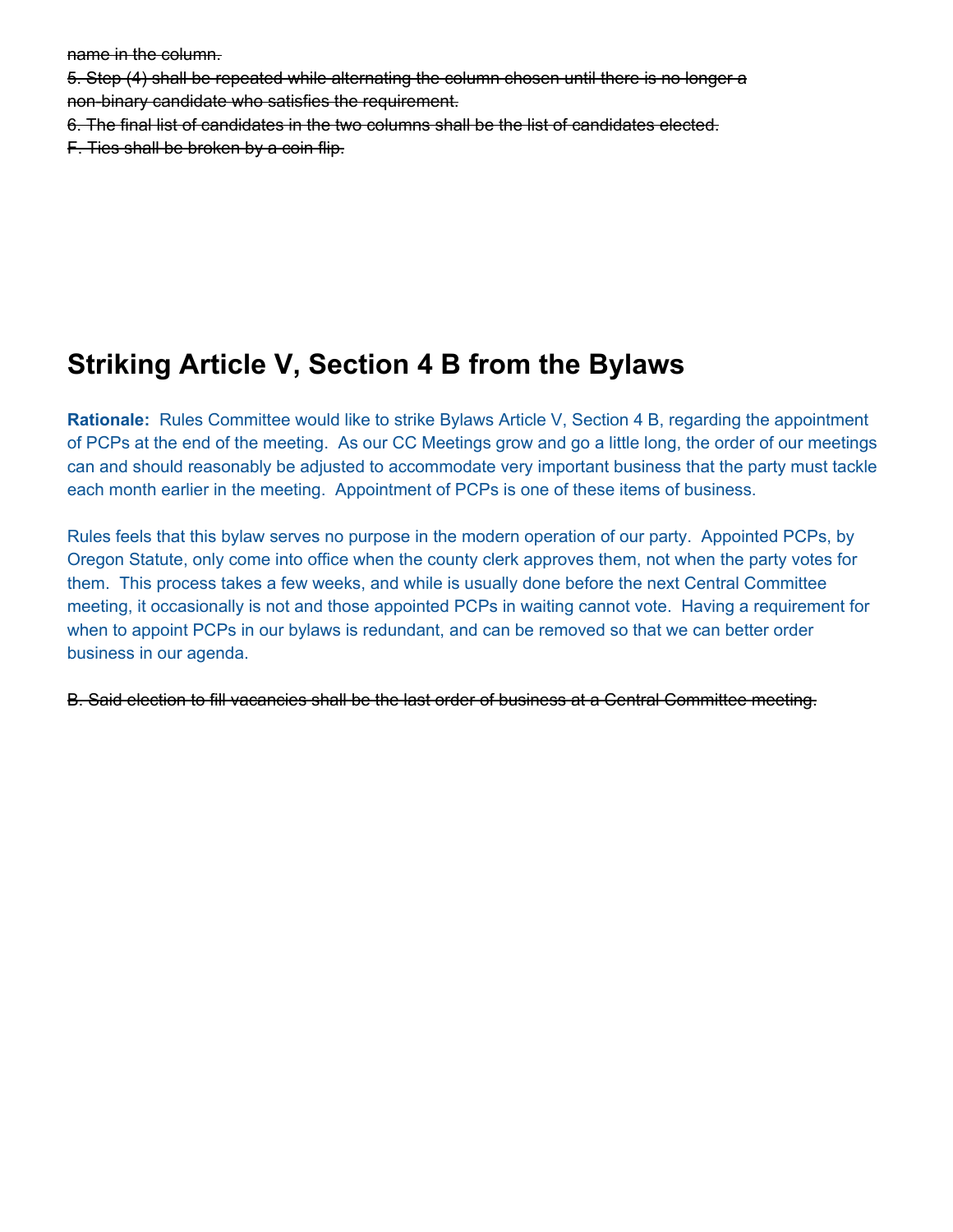~~name in the column.~~

~~5. Step (4) shall be repeated while alternating the column chosen until there is no longer a non-binary candidate who satisfies the requirement.~~

~~6. The final list of candidates in the two columns shall be the list of candidates elected.~~

~~F. Ties shall be broken by a coin flip.~~

## Striking Article V, Section 4 B from the Bylaws

**Rationale:** Rules Committee would like to strike Bylaws Article V, Section 4 B, regarding the appointment of PCPs at the end of the meeting. As our CC Meetings grow and go a little long, the order of our meetings can and should reasonably be adjusted to accommodate very important business that the party must tackle each month earlier in the meeting. Appointment of PCPs is one of these items of business.

Rules feels that this bylaw serves no purpose in the modern operation of our party. Appointed PCPs, by Oregon Statute, only come into office when the county clerk approves them, not when the party votes for them. This process takes a few weeks, and while is usually done before the next Central Committee meeting, it occasionally is not and those appointed PCPs in waiting cannot vote. Having a requirement for when to appoint PCPs in our bylaws is redundant, and can be removed so that we can better order business in our agenda.

~~B. Said election to fill vacancies shall be the last order of business at a Central Committee meeting.~~